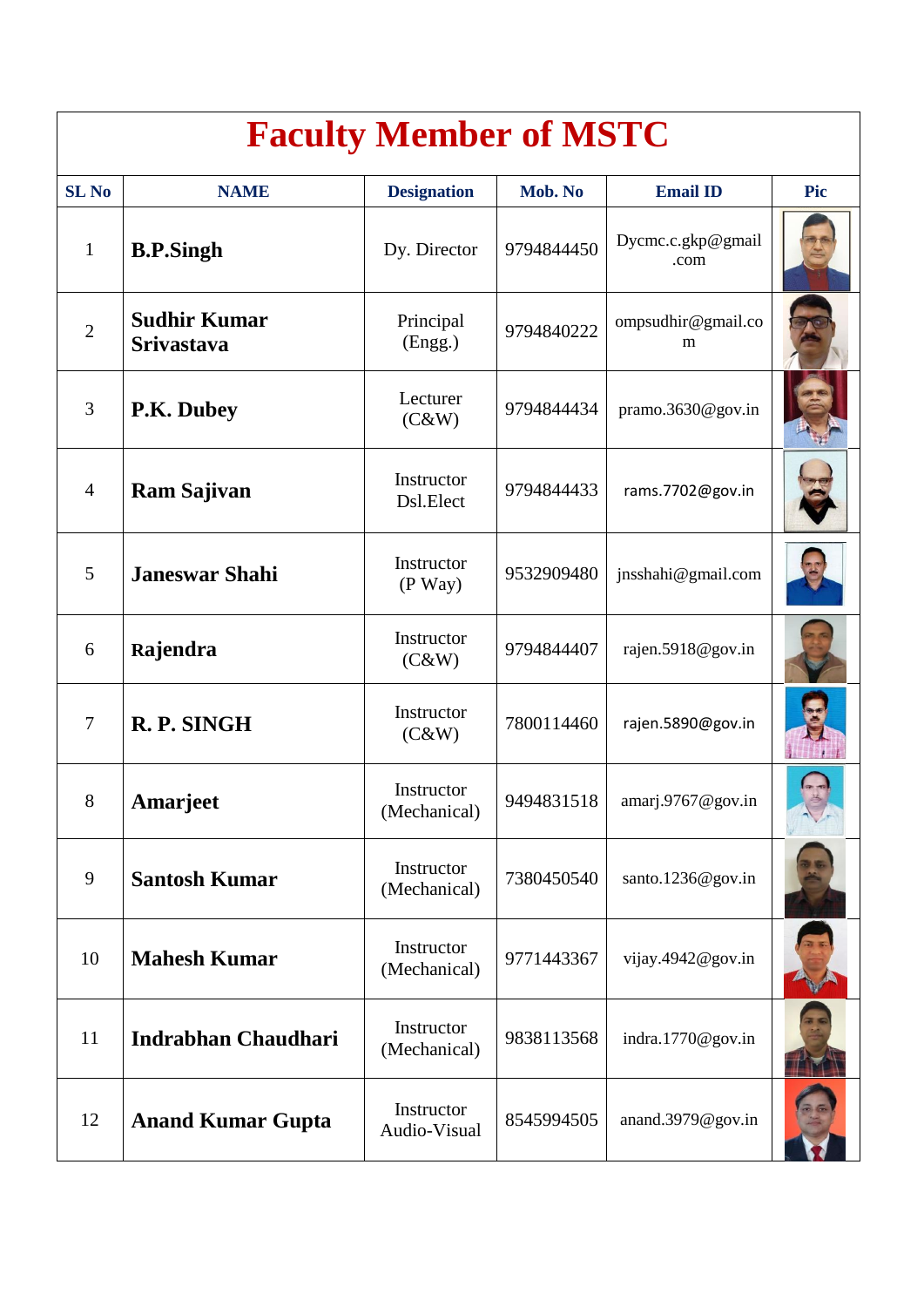# Faculty Member of MSTC

| SL No | NAME | Designation | Mob. No | Email ID | Pic |
|---|---|---|---|---|---|
| 1 | **B.P.Singh** | Dy. Director | 9794844450 | Dycmc.c.gkp@gmail.com | |
| 2 | **Sudhir Kumar Srivastava** | Principal (Engg.) | 9794840222 | ompsudhir@gmail.com | |
| 3 | **P.K. Dubey** | Lecturer (C&W) | 9794844434 | pramo.3630@gov.in | |
| 4 | **Ram Sajivan** | Instructor Dsl.Elect | 9794844433 | rams.7702@gov.in | |
| 5 | **Janeswar Shahi** | Instructor (P Way) | 9532909480 | jnsshahi@gmail.com | |
| 6 | **Rajendra** | Instructor (C&W) | 9794844407 | rajen.5918@gov.in | |
| 7 | **R. P. SINGH** | Instructor (C&W) | 7800114460 | rajen.5890@gov.in | |
| 8 | **Amarjeet** | Instructor (Mechanical) | 9494831518 | amarj.9767@gov.in | |
| 9 | **Santosh Kumar** | Instructor (Mechanical) | 7380450540 | santo.1236@gov.in | |
| 10 | **Mahesh Kumar** | Instructor (Mechanical) | 9771443367 | vijay.4942@gov.in | |
| 11 | **Indrabhan Chaudhari** | Instructor (Mechanical) | 9838113568 | indra.1770@gov.in | |
| 12 | **Anand Kumar Gupta** | Instructor Audio-Visual | 8545994505 | anand.3979@gov.in | |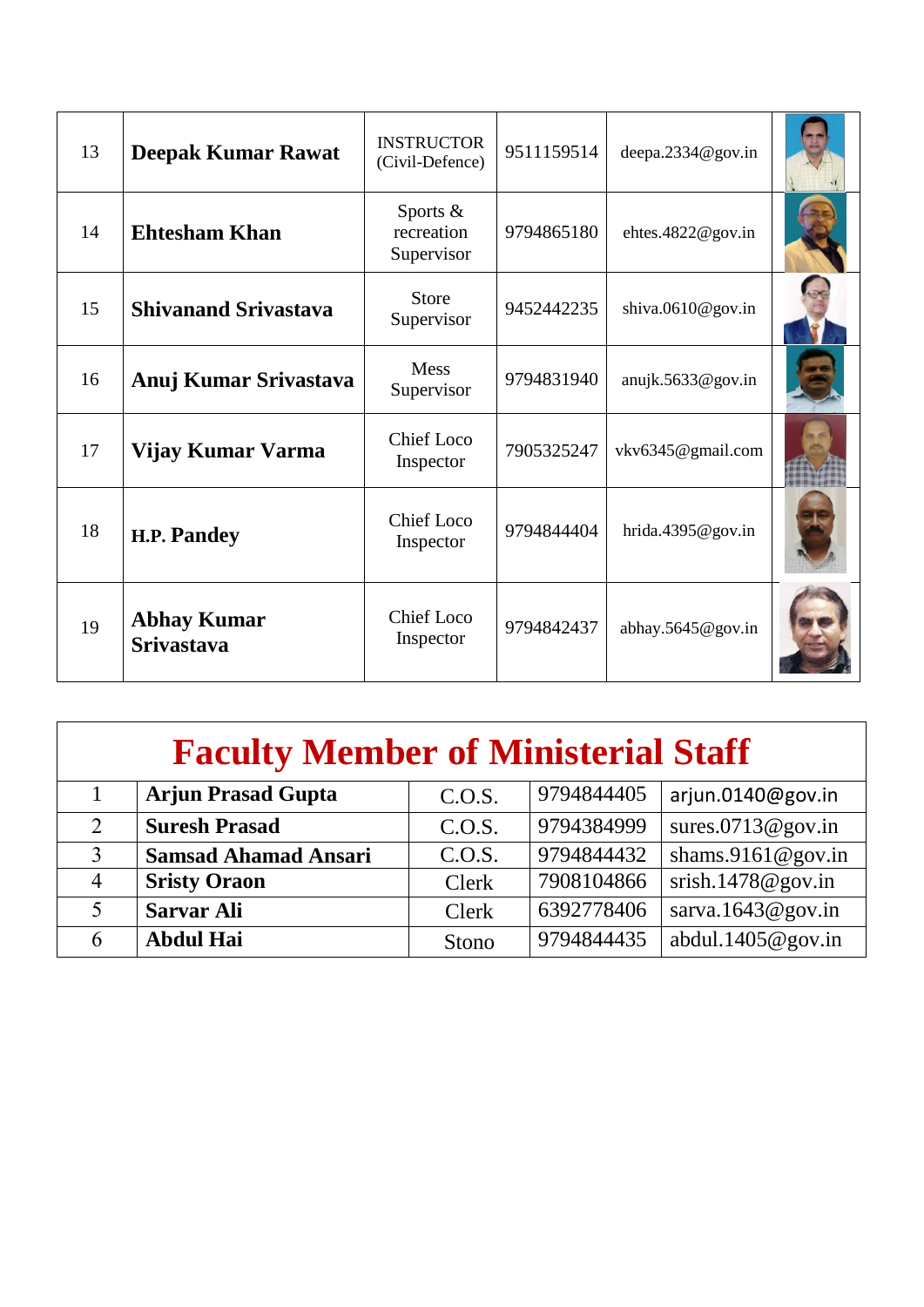| | | | | | |
|---|---|---|---|---|---|
| 13 | **Deepak Kumar Rawat** | INSTRUCTOR (Civil-Defence) | 9511159514 | deepa.2334@gov.in | |
| 14 | **Ehtesham Khan** | Sports & recreation Supervisor | 9794865180 | ehtes.4822@gov.in | |
| 15 | **Shivanand Srivastava** | Store Supervisor | 9452442235 | shiva.0610@gov.in | |
| 16 | **Anuj Kumar Srivastava** | Mess Supervisor | 9794831940 | anujk.5633@gov.in | |
| 17 | **Vijay Kumar Varma** | Chief Loco Inspector | 7905325247 | vkv6345@gmail.com | |
| 18 | **H.P. Pandey** | Chief Loco Inspector | 9794844404 | hrida.4395@gov.in | |
| 19 | **Abhay Kumar Srivastava** | Chief Loco Inspector | 9794842437 | abhay.5645@gov.in | |

# Faculty Member of Ministerial Staff

| | | | | |
|---|---|---|---|---|
| 1 | **Arjun Prasad Gupta** | C.O.S. | 9794844405 | arjun.0140@gov.in |
| 2 | **Suresh Prasad** | C.O.S. | 9794384999 | sures.0713@gov.in |
| 3 | **Samsad Ahamad Ansari** | C.O.S. | 9794844432 | shams.9161@gov.in |
| 4 | **Sristy Oraon** | Clerk | 7908104866 | srish.1478@gov.in |
| 5 | **Sarvar Ali** | Clerk | 6392778406 | sarva.1643@gov.in |
| 6 | **Abdul Hai** | Stono | 9794844435 | abdul.1405@gov.in |